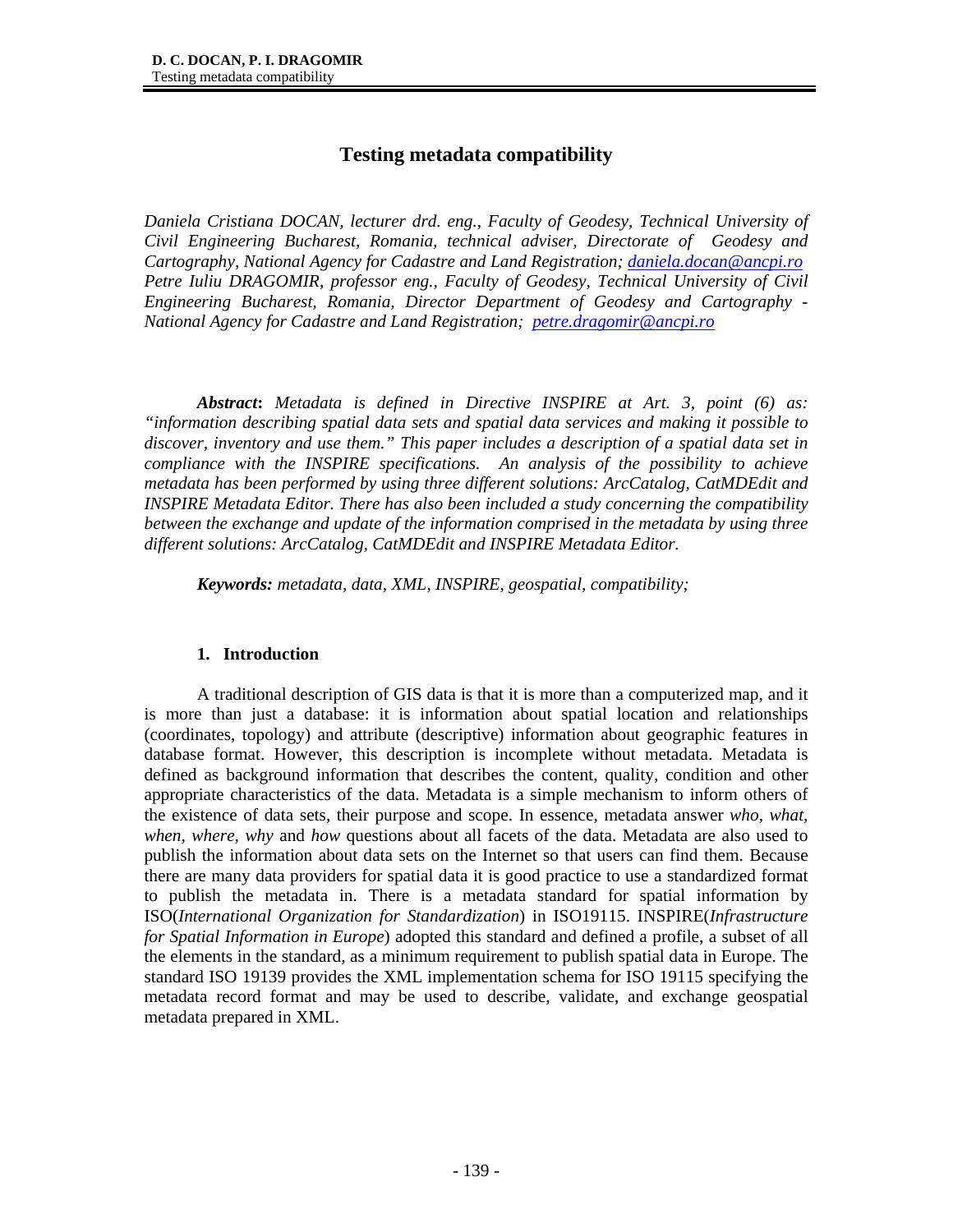# Testing metadata compatibility

*Daniela Cristiana DOCAN, lecturer drd. eng., Faculty of Geodesy, Technical University of Civil Engineering Bucharest, Romania, technical adviser, Directorate of Geodesy and Cartography, National Agency for Cadastre and Land Registration; daniela.docan@ancpi.ro*
*Petre Iuliu DRAGOMIR, professor eng., Faculty of Geodesy, Technical University of Civil Engineering Bucharest, Romania, Director Department of Geodesy and Cartography - National Agency for Cadastre and Land Registration; petre.dragomir@ancpi.ro*

***Abstract**: Metadata is defined in Directive INSPIRE at Art. 3, point (6) as: "information describing spatial data sets and spatial data services and making it possible to discover, inventory and use them." This paper includes a description of a spatial data set in compliance with the INSPIRE specifications. An analysis of the possibility to achieve metadata has been performed by using three different solutions: ArcCatalog, CatMDEdit and INSPIRE Metadata Editor. There has also been included a study concerning the compatibility between the exchange and update of the information comprised in the metadata by using three different solutions: ArcCatalog, CatMDEdit and INSPIRE Metadata Editor.*

***Keywords:** metadata, data, XML, INSPIRE, geospatial, compatibility;*

## 1. Introduction

A traditional description of GIS data is that it is more than a computerized map, and it is more than just a database: it is information about spatial location and relationships (coordinates, topology) and attribute (descriptive) information about geographic features in database format. However, this description is incomplete without metadata. Metadata is defined as background information that describes the content, quality, condition and other appropriate characteristics of the data. Metadata is a simple mechanism to inform others of the existence of data sets, their purpose and scope. In essence, metadata answer *who, what, when, where, why* and *how* questions about all facets of the data. Metadata are also used to publish the information about data sets on the Internet so that users can find them. Because there are many data providers for spatial data it is good practice to use a standardized format to publish the metadata in. There is a metadata standard for spatial information by ISO(*International Organization for Standardization*) in ISO19115. INSPIRE(*Infrastructure for Spatial Information in Europe*) adopted this standard and defined a profile, a subset of all the elements in the standard, as a minimum requirement to publish spatial data in Europe. The standard ISO 19139 provides the XML implementation schema for ISO 19115 specifying the metadata record format and may be used to describe, validate, and exchange geospatial metadata prepared in XML.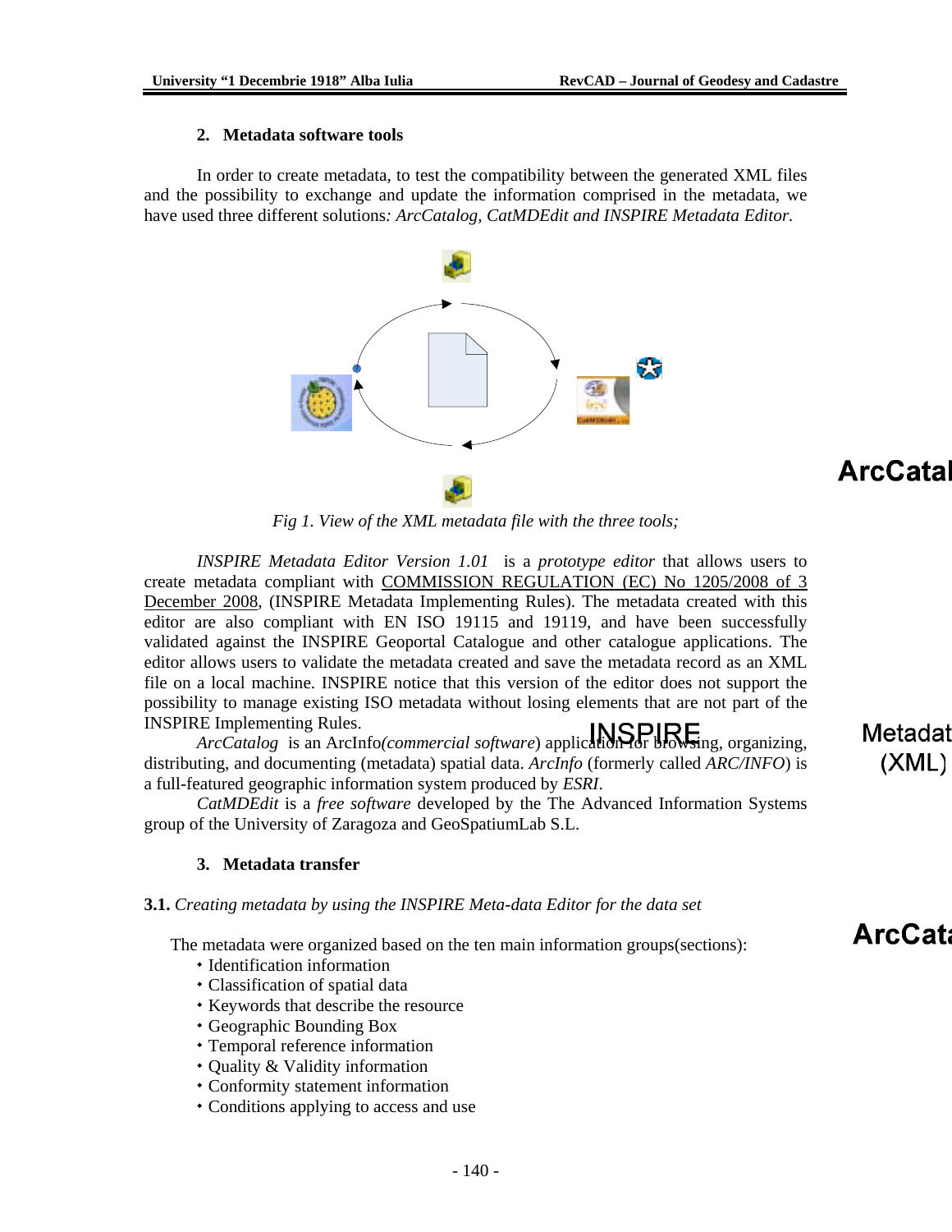## 2. Metadata software tools

In order to create metadata, to test the compatibility between the generated XML files and the possibility to exchange and update the information comprised in the metadata, we have used three different solutions*: ArcCatalog, CatMDEdit and INSPIRE Metadata Editor.*

*Fig 1. View of the XML metadata file with the three tools;*

*INSPIRE Metadata Editor Version 1.01* is a *prototype editor* that allows users to create metadata compliant with COMMISSION REGULATION (EC) No 1205/2008 of 3 December 2008, (INSPIRE Metadata Implementing Rules). The metadata created with this editor are also compliant with EN ISO 19115 and 19119, and have been successfully validated against the INSPIRE Geoportal Catalogue and other catalogue applications. The editor allows users to validate the metadata created and save the metadata record as an XML file on a local machine. INSPIRE notice that this version of the editor does not support the possibility to manage existing ISO metadata without losing elements that are not part of the INSPIRE Implementing Rules.

*ArcCatalog* is an ArcInfo*(commercial software*) application for browsing, organizing, distributing, and documenting (metadata) spatial data. *ArcInfo* (formerly called *ARC/INFO*) is a full-featured geographic information system produced by *ESRI*.

*CatMDEdit* is a *free software* developed by the The Advanced Information Systems group of the University of Zaragoza and GeoSpatiumLab S.L.

## 3. Metadata transfer

**3.1.** *Creating metadata by using the INSPIRE Meta-data Editor for the data set*

The metadata were organized based on the ten main information groups(sections):

- Identification information
- Classification of spatial data
- Keywords that describe the resource
- Geographic Bounding Box
- Temporal reference information
- Quality & Validity information
- Conformity statement information
- Conditions applying to access and use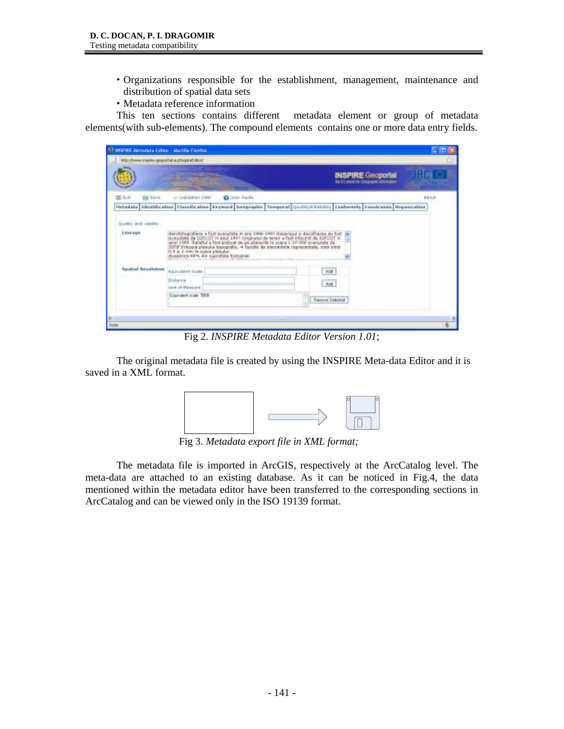- Organizations responsible for the establishment, management, maintenance and distribution of spatial data sets
- Metadata reference information

This ten sections contains different metadata element or group of metadata elements(with sub-elements). The compound elements contains one or more data entry fields.

Fig 2. *INSPIRE Metadata Editor Version 1.01*;

The original metadata file is created by using the INSPIRE Meta-data Editor and it is saved in a XML format.

Fig 3. *Metadata export file in XML format;*

The metadata file is imported in ArcGIS, respectively at the ArcCatalog level. The meta-data are attached to an existing database. As it can be noticed in Fig.4, the data mentioned within the metadata editor have been transferred to the corresponding sections in ArcCatalog and can be viewed only in the ISO 19139 format.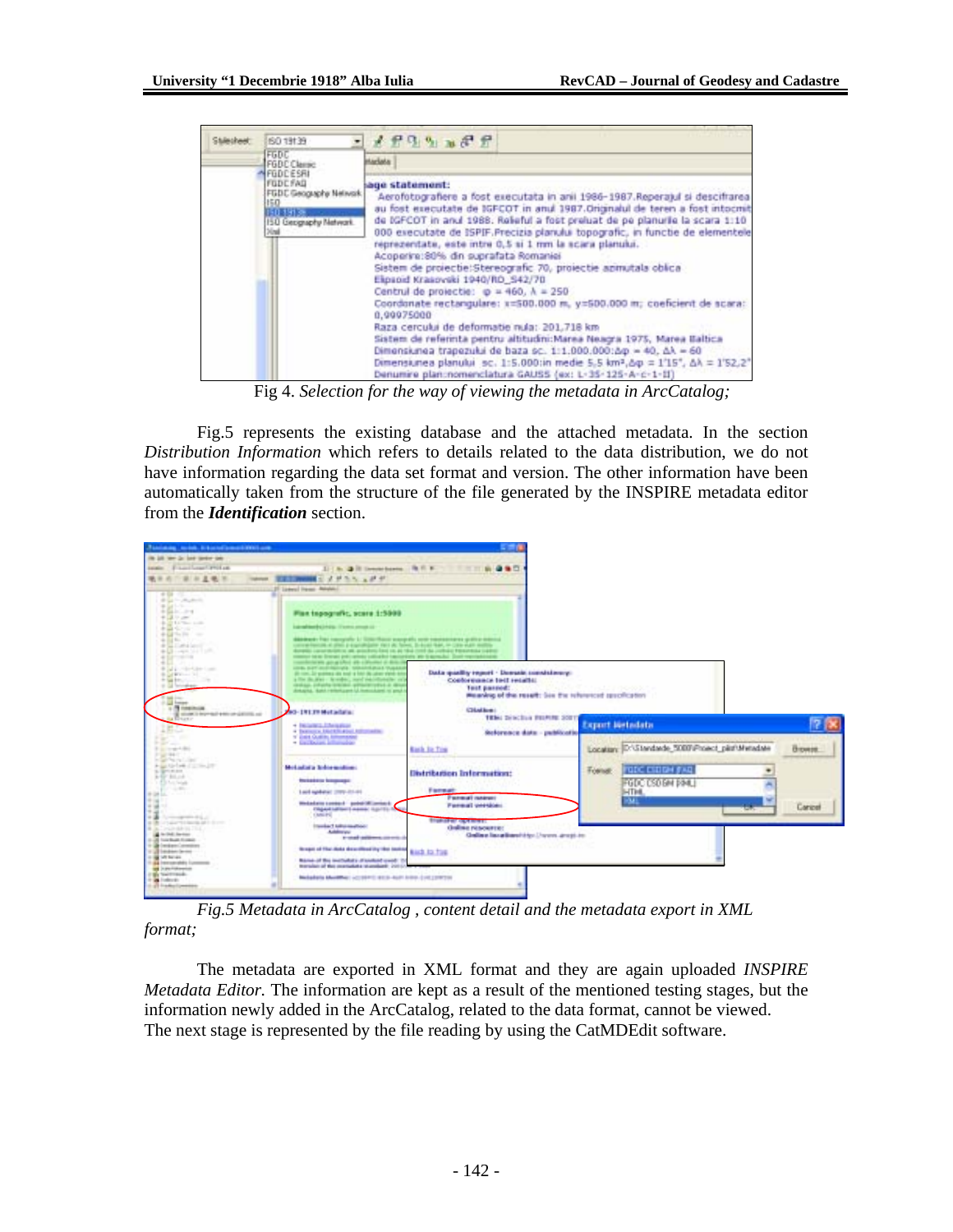Fig 4. *Selection for the way of viewing the metadata in ArcCatalog;*

Fig.5 represents the existing database and the attached metadata. In the section *Distribution Information* which refers to details related to the data distribution, we do not have information regarding the data set format and version. The other information have been automatically taken from the structure of the file generated by the INSPIRE metadata editor from the ***Identification*** section.

*Fig.5 Metadata in ArcCatalog , content detail and the metadata export in XML format;*

The metadata are exported in XML format and they are again uploaded *INSPIRE Metadata Editor.* The information are kept as a result of the mentioned testing stages, but the information newly added in the ArcCatalog, related to the data format, cannot be viewed.
The next stage is represented by the file reading by using the CatMDEdit software.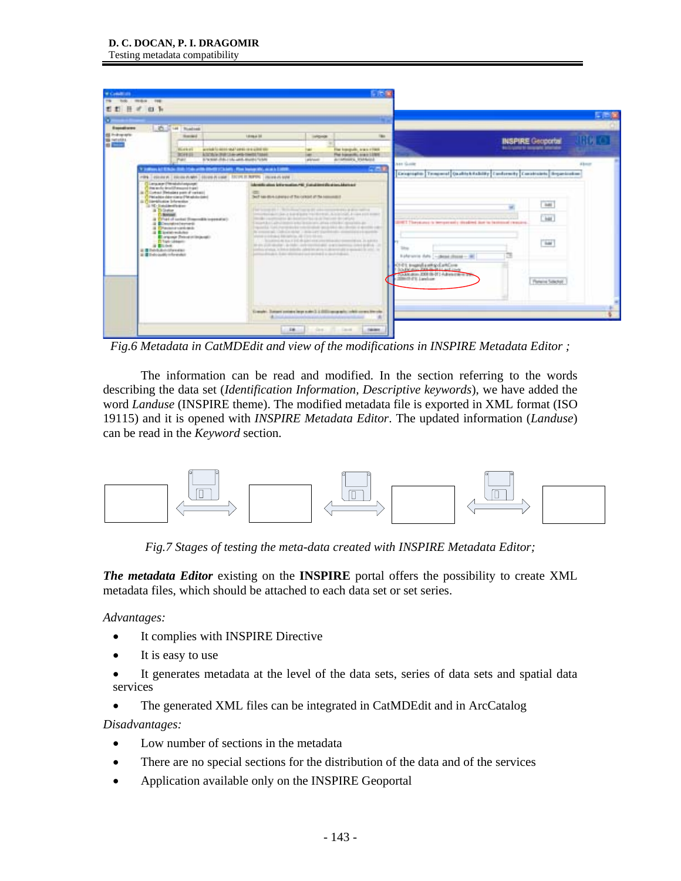*Fig.6 Metadata in CatMDEdit and view of the modifications in INSPIRE Metadata Editor ;*

The information can be read and modified. In the section referring to the words describing the data set (*Identification Information, Descriptive keywords*), we have added the word *Landuse* (INSPIRE theme). The modified metadata file is exported in XML format (ISO 19115) and it is opened with *INSPIRE Metadata Editor*. The updated information (*Landuse*) can be read in the *Keyword* section.

*Fig.7 Stages of testing the meta-data created with INSPIRE Metadata Editor;*

***The metadata Editor*** existing on the **INSPIRE** portal offers the possibility to create XML metadata files, which should be attached to each data set or set series.

*Advantages:*

- It complies with INSPIRE Directive
- It is easy to use
- It generates metadata at the level of the data sets, series of data sets and spatial data services
- The generated XML files can be integrated in CatMDEdit and in ArcCatalog

*Disadvantages:*

- Low number of sections in the metadata
- There are no special sections for the distribution of the data and of the services
- Application available only on the INSPIRE Geoportal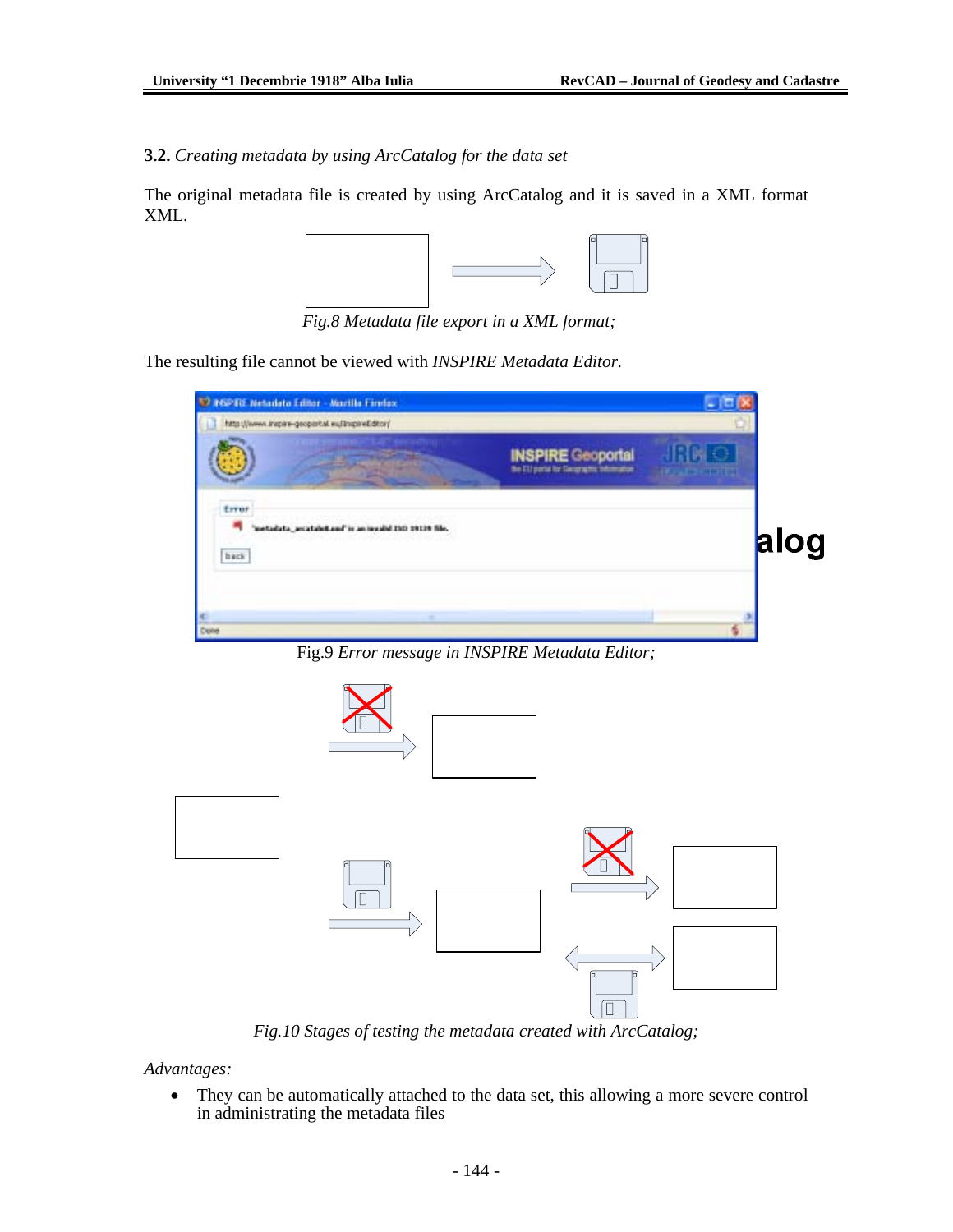**3.2.** *Creating metadata by using ArcCatalog for the data set*

The original metadata file is created by using ArcCatalog and it is saved in a XML format XML.

*Fig.8 Metadata file export in a XML format;*

The resulting file cannot be viewed with *INSPIRE Metadata Editor.*

Fig.9 *Error message in INSPIRE Metadata Editor;*

*Fig.10 Stages of testing the metadata created with ArcCatalog;*

*Advantages:*

- They can be automatically attached to the data set, this allowing a more severe control in administrating the metadata files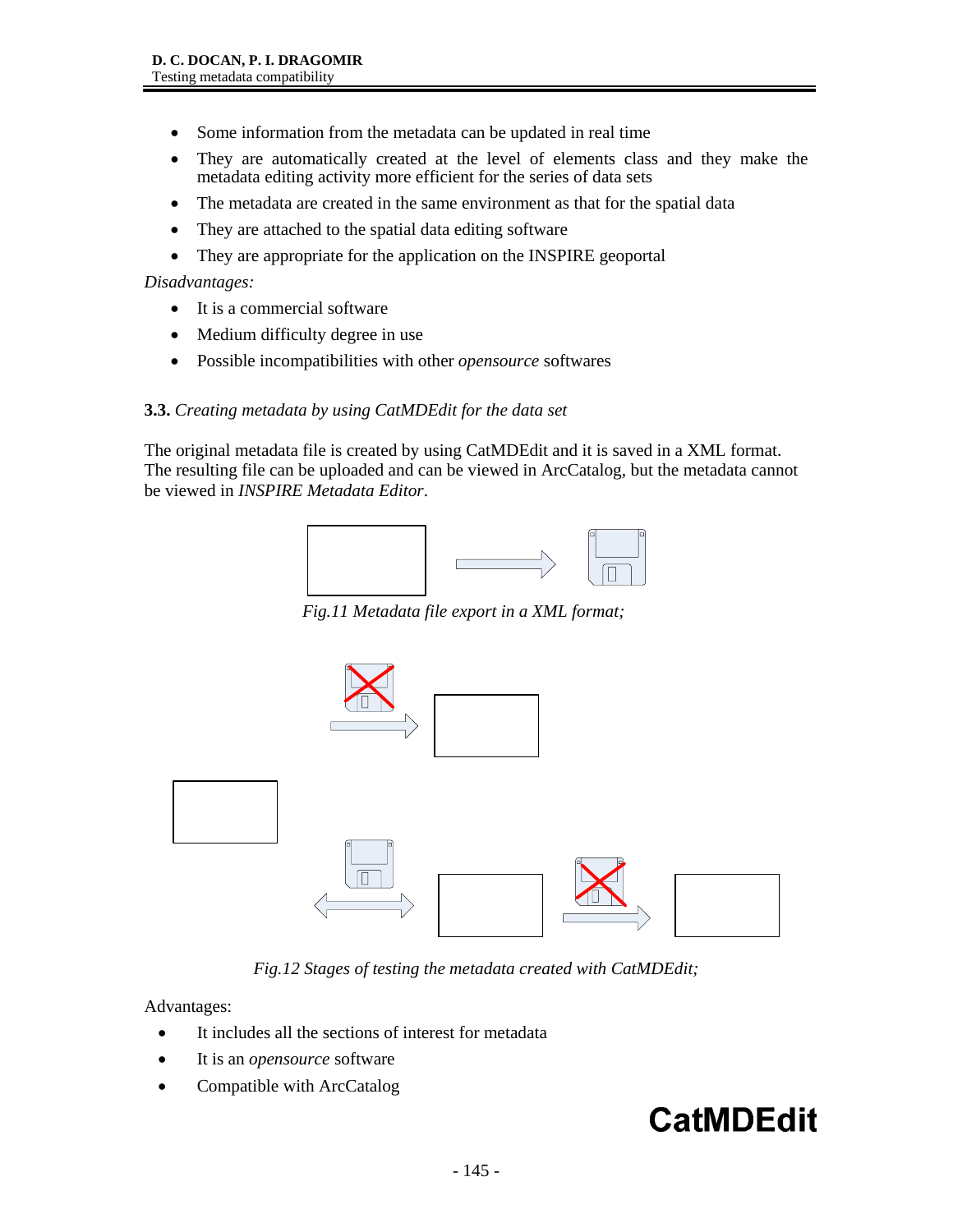- Some information from the metadata can be updated in real time
- They are automatically created at the level of elements class and they make the metadata editing activity more efficient for the series of data sets
- The metadata are created in the same environment as that for the spatial data
- They are attached to the spatial data editing software
- They are appropriate for the application on the INSPIRE geoportal

*Disadvantages:*

- It is a commercial software
- Medium difficulty degree in use
- Possible incompatibilities with other *opensource* softwares

**3.3.** *Creating metadata by using CatMDEdit for the data set*

The original metadata file is created by using CatMDEdit and it is saved in a XML format. The resulting file can be uploaded and can be viewed in ArcCatalog, but the metadata cannot be viewed in *INSPIRE Metadata Editor*.

*Fig.11 Metadata file export in a XML format;*

*Fig.12 Stages of testing the metadata created with CatMDEdit;*

Advantages:

- It includes all the sections of interest for metadata
- It is an *opensource* software
- Compatible with ArcCatalog

**CatMDEdit**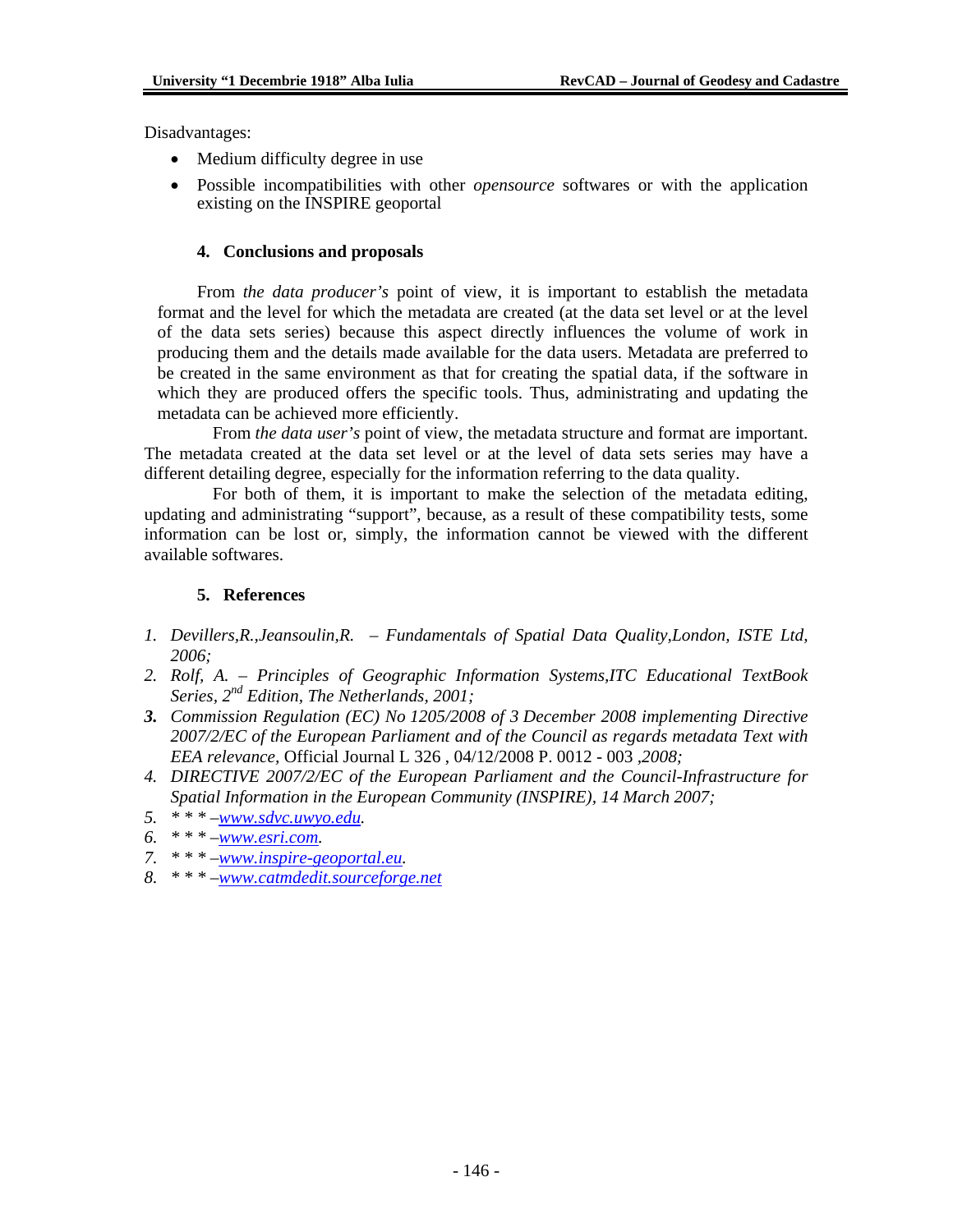Disadvantages:

- Medium difficulty degree in use
- Possible incompatibilities with other *opensource* softwares or with the application existing on the INSPIRE geoportal

## 4. Conclusions and proposals

From *the data producer's* point of view, it is important to establish the metadata format and the level for which the metadata are created (at the data set level or at the level of the data sets series) because this aspect directly influences the volume of work in producing them and the details made available for the data users. Metadata are preferred to be created in the same environment as that for creating the spatial data, if the software in which they are produced offers the specific tools. Thus, administrating and updating the metadata can be achieved more efficiently.

From *the data user's* point of view, the metadata structure and format are important. The metadata created at the data set level or at the level of data sets series may have a different detailing degree, especially for the information referring to the data quality.

For both of them, it is important to make the selection of the metadata editing, updating and administrating "support", because, as a result of these compatibility tests, some information can be lost or, simply, the information cannot be viewed with the different available softwares.

## 5. References

1. *Devillers,R.,Jeansoulin,R. – Fundamentals of Spatial Data Quality,London, ISTE Ltd, 2006;*
2. *Rolf, A. – Principles of Geographic Information Systems,ITC Educational TextBook Series, 2nd Edition, The Netherlands, 2001;*
3. *Commission Regulation (EC) No 1205/2008 of 3 December 2008 implementing Directive 2007/2/EC of the European Parliament and of the Council as regards metadata Text with EEA relevance,* Official Journal L 326 , 04/12/2008 P. 0012 - 003 *,2008;*
4. *DIRECTIVE 2007/2/EC of the European Parliament and the Council-Infrastructure for Spatial Information in the European Community (INSPIRE), 14 March 2007;*
5. *\* \* \* –www.sdvc.uwyo.edu.*
6. *\* \* \* –www.esri.com.*
7. *\* \* \* –www.inspire-geoportal.eu.*
8. *\* \* \* –www.catmdedit.sourceforge.net*